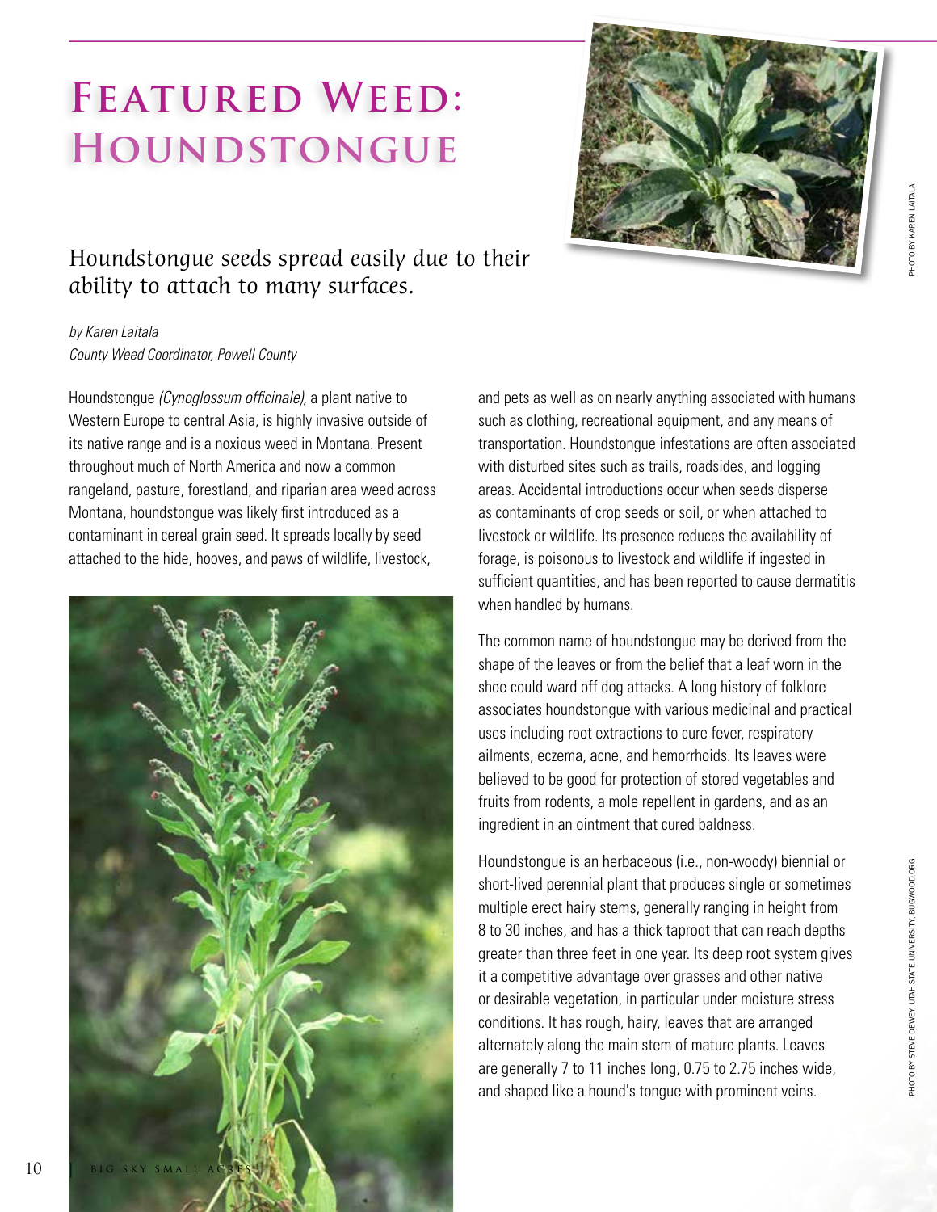# Featured Weed: Houndstongue

## Houndstongue seeds spread easily due to their ability to attach to many surfaces.

*by Karen Laitala*
*County Weed Coordinator, Powell County*

PHOTO BY KAREN LAITALA

Houndstongue *(Cynoglossum officinale)*, a plant native to Western Europe to central Asia, is highly invasive outside of its native range and is a noxious weed in Montana. Present throughout much of North America and now a common rangeland, pasture, forestland, and riparian area weed across Montana, houndstongue was likely first introduced as a contaminant in cereal grain seed. It spreads locally by seed attached to the hide, hooves, and paws of wildlife, livestock, and pets as well as on nearly anything associated with humans such as clothing, recreational equipment, and any means of transportation. Houndstongue infestations are often associated with disturbed sites such as trails, roadsides, and logging areas. Accidental introductions occur when seeds disperse as contaminants of crop seeds or soil, or when attached to livestock or wildlife. Its presence reduces the availability of forage, is poisonous to livestock and wildlife if ingested in sufficient quantities, and has been reported to cause dermatitis when handled by humans.

The common name of houndstongue may be derived from the shape of the leaves or from the belief that a leaf worn in the shoe could ward off dog attacks. A long history of folklore associates houndstongue with various medicinal and practical uses including root extractions to cure fever, respiratory ailments, eczema, acne, and hemorrhoids. Its leaves were believed to be good for protection of stored vegetables and fruits from rodents, a mole repellent in gardens, and as an ingredient in an ointment that cured baldness.

Houndstongue is an herbaceous (i.e., non-woody) biennial or short-lived perennial plant that produces single or sometimes multiple erect hairy stems, generally ranging in height from 8 to 30 inches, and has a thick taproot that can reach depths greater than three feet in one year. Its deep root system gives it a competitive advantage over grasses and other native or desirable vegetation, in particular under moisture stress conditions. It has rough, hairy, leaves that are arranged alternately along the main stem of mature plants. Leaves are generally 7 to 11 inches long, 0.75 to 2.75 inches wide, and shaped like a hound's tongue with prominent veins.

PHOTO BY STEVE DEWEY, UTAH STATE UNIVERSITY, BUGWOOD.ORG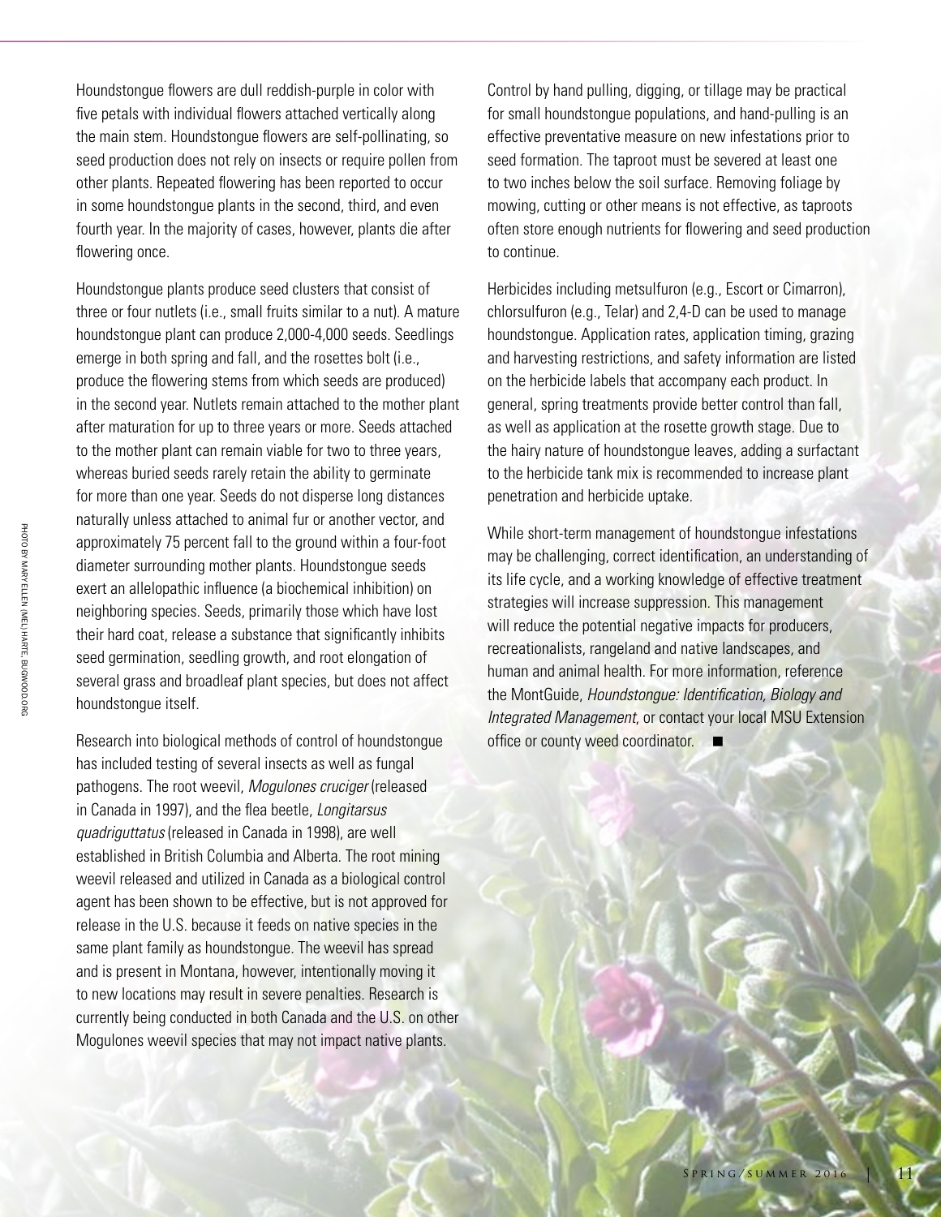Houndstongue flowers are dull reddish-purple in color with five petals with individual flowers attached vertically along the main stem. Houndstongue flowers are self-pollinating, so seed production does not rely on insects or require pollen from other plants. Repeated flowering has been reported to occur in some houndstongue plants in the second, third, and even fourth year. In the majority of cases, however, plants die after flowering once.

Houndstongue plants produce seed clusters that consist of three or four nutlets (i.e., small fruits similar to a nut). A mature houndstongue plant can produce 2,000-4,000 seeds. Seedlings emerge in both spring and fall, and the rosettes bolt (i.e., produce the flowering stems from which seeds are produced) in the second year. Nutlets remain attached to the mother plant after maturation for up to three years or more. Seeds attached to the mother plant can remain viable for two to three years, whereas buried seeds rarely retain the ability to germinate for more than one year. Seeds do not disperse long distances naturally unless attached to animal fur or another vector, and approximately 75 percent fall to the ground within a four-foot diameter surrounding mother plants. Houndstongue seeds exert an allelopathic influence (a biochemical inhibition) on neighboring species. Seeds, primarily those which have lost their hard coat, release a substance that significantly inhibits seed germination, seedling growth, and root elongation of several grass and broadleaf plant species, but does not affect houndstongue itself.

Research into biological methods of control of houndstongue has included testing of several insects as well as fungal pathogens. The root weevil, *Mogulones cruciger* (released in Canada in 1997), and the flea beetle, *Longitarsus quadriguttatus* (released in Canada in 1998), are well established in British Columbia and Alberta. The root mining weevil released and utilized in Canada as a biological control agent has been shown to be effective, but is not approved for release in the U.S. because it feeds on native species in the same plant family as houndstongue. The weevil has spread and is present in Montana, however, intentionally moving it to new locations may result in severe penalties. Research is currently being conducted in both Canada and the U.S. on other Mogulones weevil species that may not impact native plants.

Control by hand pulling, digging, or tillage may be practical for small houndstongue populations, and hand-pulling is an effective preventative measure on new infestations prior to seed formation. The taproot must be severed at least one to two inches below the soil surface. Removing foliage by mowing, cutting or other means is not effective, as taproots often store enough nutrients for flowering and seed production to continue.

Herbicides including metsulfuron (e.g., Escort or Cimarron), chlorsulfuron (e.g., Telar) and 2,4-D can be used to manage houndstongue. Application rates, application timing, grazing and harvesting restrictions, and safety information are listed on the herbicide labels that accompany each product. In general, spring treatments provide better control than fall, as well as application at the rosette growth stage. Due to the hairy nature of houndstongue leaves, adding a surfactant to the herbicide tank mix is recommended to increase plant penetration and herbicide uptake.

While short-term management of houndstongue infestations may be challenging, correct identification, an understanding of its life cycle, and a working knowledge of effective treatment strategies will increase suppression. This management will reduce the potential negative impacts for producers, recreationalists, rangeland and native landscapes, and human and animal health. For more information, reference the MontGuide, *Houndstongue: Identification, Biology and Integrated Management*, or contact your local MSU Extension office or county weed coordinator. ■

PHOTO BY MARY ELLEN (MEL) HARTE, BUGWOOD.ORG